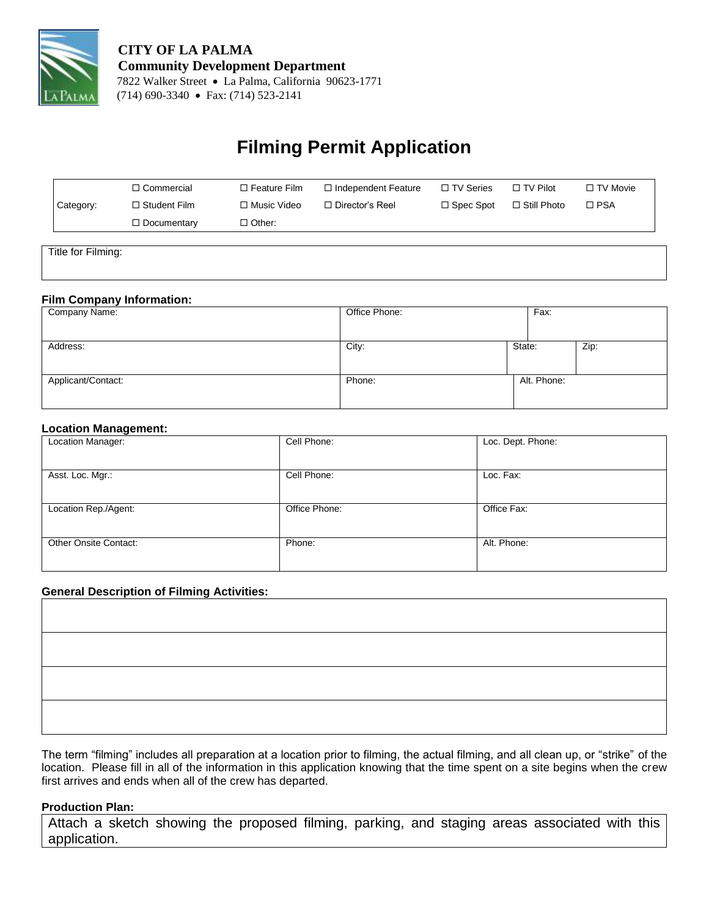**CITY OF LA PALMA**
**Community Development Department**
7822 Walker Street • La Palma, California 90623-1771
(714) 690-3340 • Fax: (714) 523-2141

# Filming Permit Application

| | | | | | | |
|---|---|---|---|---|---|---|
| Category: | ☐ Commercial | ☐ Feature Film | ☐ Independent Feature | ☐ TV Series | ☐ TV Pilot | ☐ TV Movie |
| | ☐ Student Film | ☐ Music Video | ☐ Director's Reel | ☐ Spec Spot | ☐ Still Photo | ☐ PSA |
| | ☐ Documentary | ☐ Other: | | | | |

| Title for Filming: |
|---|
| |

**Film Company Information:**

| | | | |
|---|---|---|---|
| Company Name: | Office Phone: | Fax: | |
| Address: | City: | State: | Zip: |
| Applicant/Contact: | Phone: | Alt. Phone: | |

**Location Management:**

| | | |
|---|---|---|
| Location Manager: | Cell Phone: | Loc. Dept. Phone: |
| Asst. Loc. Mgr.: | Cell Phone: | Loc. Fax: |
| Location Rep./Agent: | Office Phone: | Office Fax: |
| Other Onsite Contact: | Phone: | Alt. Phone: |

**General Description of Filming Activities:**

| |
|---|
| |
| |
| |
| |

The term "filming" includes all preparation at a location prior to filming, the actual filming, and all clean up, or "strike" of the location. Please fill in all of the information in this application knowing that the time spent on a site begins when the crew first arrives and ends when all of the crew has departed.

**Production Plan:**

Attach a sketch showing the proposed filming, parking, and staging areas associated with this application.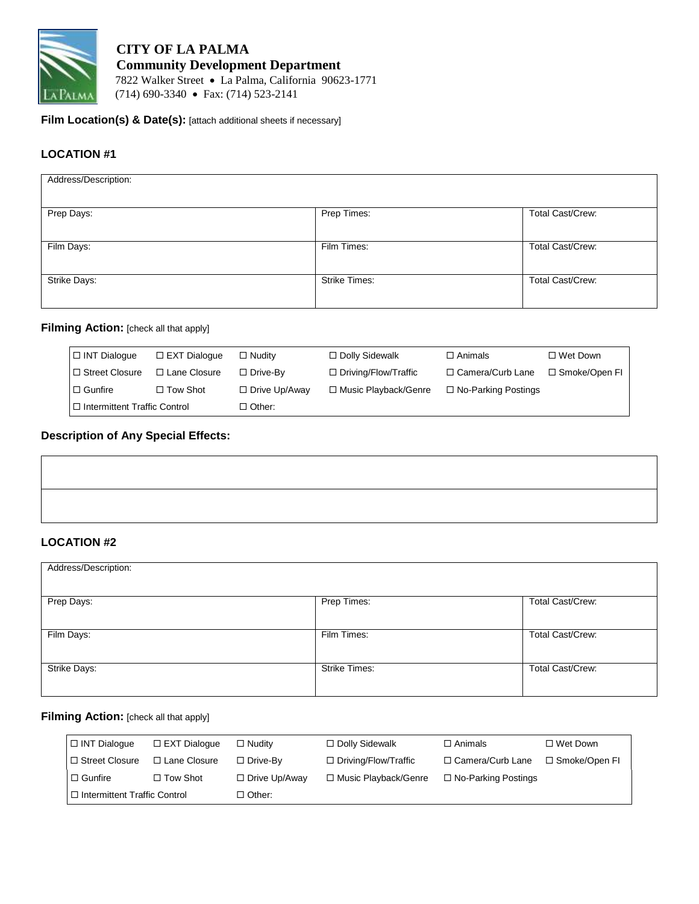**CITY OF LA PALMA**
**Community Development Department**
7822 Walker Street • La Palma, California 90623-1771
(714) 690-3340 • Fax: (714) 523-2141

**Film Location(s) & Date(s):** [attach additional sheets if necessary]

### LOCATION #1

| Address/Description: | | |
|---|---|---|
| Prep Days: | Prep Times: | Total Cast/Crew: |
| Film Days: | Film Times: | Total Cast/Crew: |
| Strike Days: | Strike Times: | Total Cast/Crew: |

**Filming Action:** [check all that apply]

| | | | | | |
|---|---|---|---|---|---|
| ☐ INT Dialogue | ☐ EXT Dialogue | ☐ Nudity | ☐ Dolly Sidewalk | ☐ Animals | ☐ Wet Down |
| ☐ Street Closure | ☐ Lane Closure | ☐ Drive-By | ☐ Driving/Flow/Traffic | ☐ Camera/Curb Lane | ☐ Smoke/Open Fl |
| ☐ Gunfire | ☐ Tow Shot | ☐ Drive Up/Away | ☐ Music Playback/Genre | ☐ No-Parking Postings | |
| ☐ Intermittent Traffic Control | | ☐ Other: | | | |

**Description of Any Special Effects:**

| |
|---|
| |
| |

### LOCATION #2

| Address/Description: | | |
|---|---|---|
| Prep Days: | Prep Times: | Total Cast/Crew: |
| Film Days: | Film Times: | Total Cast/Crew: |
| Strike Days: | Strike Times: | Total Cast/Crew: |

**Filming Action:** [check all that apply]

| | | | | | |
|---|---|---|---|---|---|
| ☐ INT Dialogue | ☐ EXT Dialogue | ☐ Nudity | ☐ Dolly Sidewalk | ☐ Animals | ☐ Wet Down |
| ☐ Street Closure | ☐ Lane Closure | ☐ Drive-By | ☐ Driving/Flow/Traffic | ☐ Camera/Curb Lane | ☐ Smoke/Open Fl |
| ☐ Gunfire | ☐ Tow Shot | ☐ Drive Up/Away | ☐ Music Playback/Genre | ☐ No-Parking Postings | |
| ☐ Intermittent Traffic Control | | ☐ Other: | | | |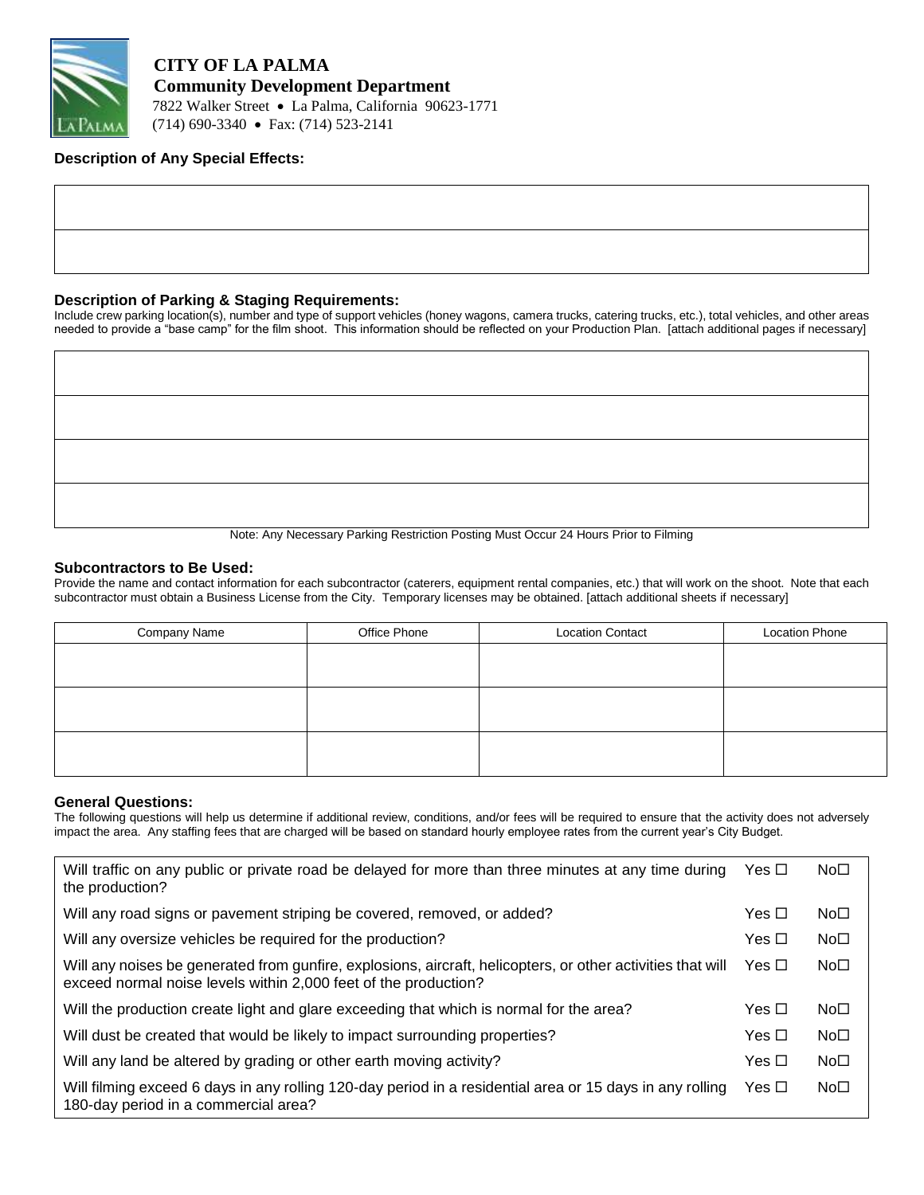**CITY OF LA PALMA**
**Community Development Department**
7822 Walker Street • La Palma, California 90623-1771
(714) 690-3340 • Fax: (714) 523-2141

### Description of Any Special Effects:

| |
|---|
| |
| |

### Description of Parking & Staging Requirements:

Include crew parking location(s), number and type of support vehicles (honey wagons, camera trucks, catering trucks, etc.), total vehicles, and other areas needed to provide a "base camp" for the film shoot. This information should be reflected on your Production Plan. [attach additional pages if necessary]

| |
|---|
| |
| |
| |
| |

Note: Any Necessary Parking Restriction Posting Must Occur 24 Hours Prior to Filming

### Subcontractors to Be Used:

Provide the name and contact information for each subcontractor (caterers, equipment rental companies, etc.) that will work on the shoot. Note that each subcontractor must obtain a Business License from the City. Temporary licenses may be obtained. [attach additional sheets if necessary]

| Company Name | Office Phone | Location Contact | Location Phone |
|---|---|---|---|
| | | | |
| | | | |
| | | | |

### General Questions:

The following questions will help us determine if additional review, conditions, and/or fees will be required to ensure that the activity does not adversely impact the area. Any staffing fees that are charged will be based on standard hourly employee rates from the current year's City Budget.

| Question | Yes | No |
|---|---|---|
| Will traffic on any public or private road be delayed for more than three minutes at any time during the production? | Yes ☐ | No☐ |
| Will any road signs or pavement striping be covered, removed, or added? | Yes ☐ | No☐ |
| Will any oversize vehicles be required for the production? | Yes ☐ | No☐ |
| Will any noises be generated from gunfire, explosions, aircraft, helicopters, or other activities that will exceed normal noise levels within 2,000 feet of the production? | Yes ☐ | No☐ |
| Will the production create light and glare exceeding that which is normal for the area? | Yes ☐ | No☐ |
| Will dust be created that would be likely to impact surrounding properties? | Yes ☐ | No☐ |
| Will any land be altered by grading or other earth moving activity? | Yes ☐ | No☐ |
| Will filming exceed 6 days in any rolling 120-day period in a residential area or 15 days in any rolling 180-day period in a commercial area? | Yes ☐ | No☐ |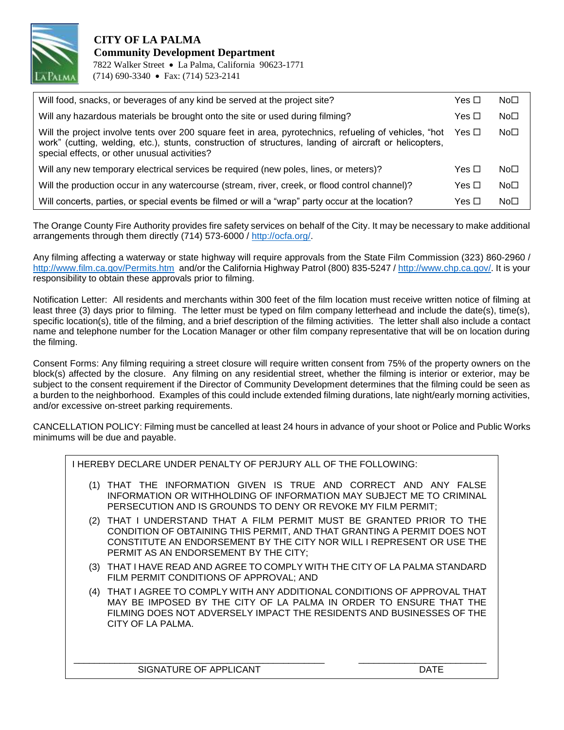**CITY OF LA PALMA**
**Community Development Department**
7822 Walker Street • La Palma, California 90623-1771
(714) 690-3340 • Fax: (714) 523-2141

| Question | Yes | No |
|---|---|---|
| Will food, snacks, or beverages of any kind be served at the project site? | Yes ☐ | No☐ |
| Will any hazardous materials be brought onto the site or used during filming? | Yes ☐ | No☐ |
| Will the project involve tents over 200 square feet in area, pyrotechnics, refueling of vehicles, "hot work" (cutting, welding, etc.), stunts, construction of structures, landing of aircraft or helicopters, special effects, or other unusual activities? | Yes ☐ | No☐ |
| Will any new temporary electrical services be required (new poles, lines, or meters)? | Yes ☐ | No☐ |
| Will the production occur in any watercourse (stream, river, creek, or flood control channel)? | Yes ☐ | No☐ |
| Will concerts, parties, or special events be filmed or will a "wrap" party occur at the location? | Yes ☐ | No☐ |

The Orange County Fire Authority provides fire safety services on behalf of the City. It may be necessary to make additional arrangements through them directly (714) 573-6000 / http://ocfa.org/.

Any filming affecting a waterway or state highway will require approvals from the State Film Commission (323) 860-2960 / http://www.film.ca.gov/Permits.htm and/or the California Highway Patrol (800) 835-5247 / http://www.chp.ca.gov/. It is your responsibility to obtain these approvals prior to filming.

Notification Letter: All residents and merchants within 300 feet of the film location must receive written notice of filming at least three (3) days prior to filming. The letter must be typed on film company letterhead and include the date(s), time(s), specific location(s), title of the filming, and a brief description of the filming activities. The letter shall also include a contact name and telephone number for the Location Manager or other film company representative that will be on location during the filming.

Consent Forms: Any filming requiring a street closure will require written consent from 75% of the property owners on the block(s) affected by the closure. Any filming on any residential street, whether the filming is interior or exterior, may be subject to the consent requirement if the Director of Community Development determines that the filming could be seen as a burden to the neighborhood. Examples of this could include extended filming durations, late night/early morning activities, and/or excessive on-street parking requirements.

CANCELLATION POLICY: Filming must be cancelled at least 24 hours in advance of your shoot or Police and Public Works minimums will be due and payable.

I HEREBY DECLARE UNDER PENALTY OF PERJURY ALL OF THE FOLLOWING:

(1) THAT THE INFORMATION GIVEN IS TRUE AND CORRECT AND ANY FALSE INFORMATION OR WITHHOLDING OF INFORMATION MAY SUBJECT ME TO CRIMINAL PERSECUTION AND IS GROUNDS TO DENY OR REVOKE MY FILM PERMIT;

(2) THAT I UNDERSTAND THAT A FILM PERMIT MUST BE GRANTED PRIOR TO THE CONDITION OF OBTAINING THIS PERMIT, AND THAT GRANTING A PERMIT DOES NOT CONSTITUTE AN ENDORSEMENT BY THE CITY NOR WILL I REPRESENT OR USE THE PERMIT AS AN ENDORSEMENT BY THE CITY;

(3) THAT I HAVE READ AND AGREE TO COMPLY WITH THE CITY OF LA PALMA STANDARD FILM PERMIT CONDITIONS OF APPROVAL; AND

(4) THAT I AGREE TO COMPLY WITH ANY ADDITIONAL CONDITIONS OF APPROVAL THAT MAY BE IMPOSED BY THE CITY OF LA PALMA IN ORDER TO ENSURE THAT THE FILMING DOES NOT ADVERSELY IMPACT THE RESIDENTS AND BUSINESSES OF THE CITY OF LA PALMA.

\_\_\_\_\_\_\_\_\_\_\_\_\_\_\_\_\_\_\_\_\_\_\_\_\_\_\_\_\_\_\_\_\_\_\_\_\_\_\_\_ \_\_\_\_\_\_\_\_\_\_\_\_\_\_\_\_\_\_\_\_\_\_\_\_
SIGNATURE OF APPLICANT DATE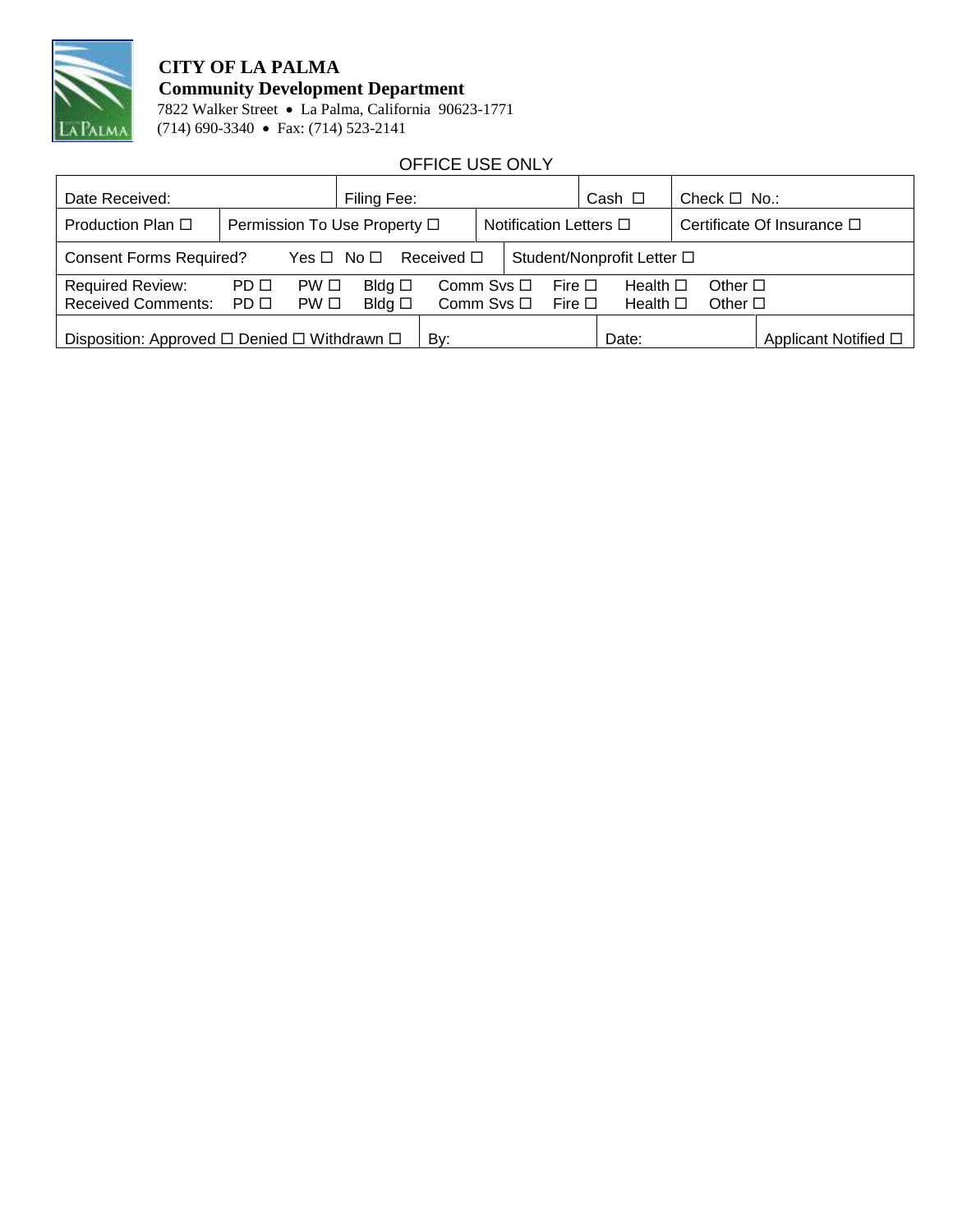**CITY OF LA PALMA**
**Community Development Department**
7822 Walker Street • La Palma, California 90623-1771
(714) 690-3340 • Fax: (714) 523-2141

OFFICE USE ONLY

| Date Received: | Filing Fee: | Cash ☐ | Check ☐ No.: |
|---|---|---|---|
| Production Plan ☐ | Permission To Use Property ☐ | Notification Letters ☐ | Certificate Of Insurance ☐ |
| Consent Forms Required? Yes ☐ No ☐ Received ☐ | Student/Nonprofit Letter ☐ | | |
| Required Review: PD ☐ PW ☐ Bldg ☐ Comm Svs ☐ Fire ☐ Health ☐ Other ☐<br>Received Comments: PD ☐ PW ☐ Bldg ☐ Comm Svs ☐ Fire ☐ Health ☐ Other ☐ | | | |
| Disposition: Approved ☐ Denied ☐ Withdrawn ☐ | By: | Date: | Applicant Notified ☐ |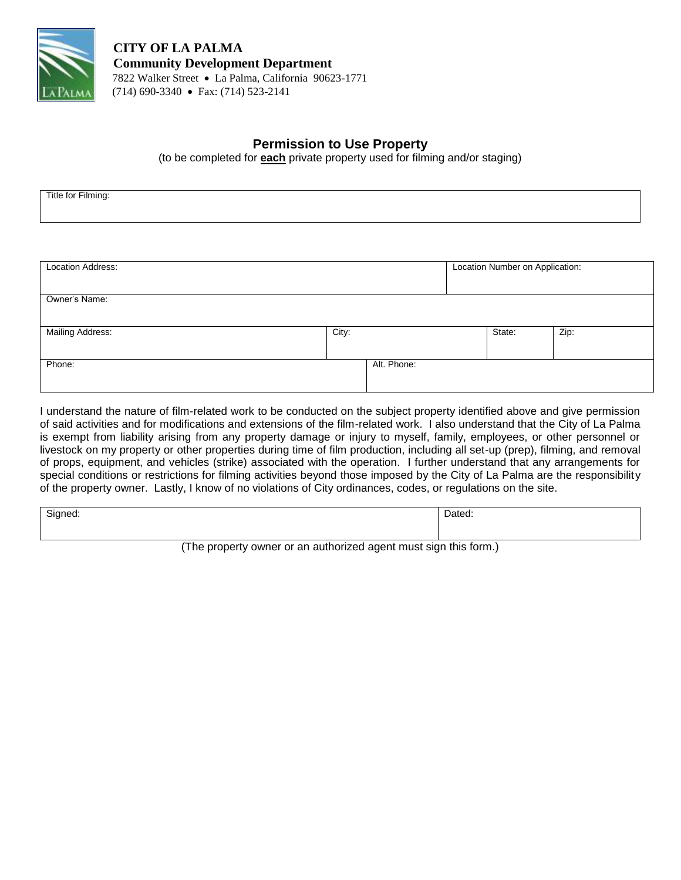**CITY OF LA PALMA**
**Community Development Department**
7822 Walker Street • La Palma, California 90623-1771
(714) 690-3340 • Fax: (714) 523-2141

## Permission to Use Property

(to be completed for **each** private property used for filming and/or staging)

| | |
|---|---|
| Title for Filming: | |

| | | | | |
|---|---|---|---|---|
| Location Address: | | | Location Number on Application: | |
| Owner's Name: | | | | |
| Mailing Address: | City: | | State: | Zip: |
| Phone: | | Alt. Phone: | | |

I understand the nature of film-related work to be conducted on the subject property identified above and give permission of said activities and for modifications and extensions of the film-related work. I also understand that the City of La Palma is exempt from liability arising from any property damage or injury to myself, family, employees, or other personnel or livestock on my property or other properties during time of film production, including all set-up (prep), filming, and removal of props, equipment, and vehicles (strike) associated with the operation. I further understand that any arrangements for special conditions or restrictions for filming activities beyond those imposed by the City of La Palma are the responsibility of the property owner. Lastly, I know of no violations of City ordinances, codes, or regulations on the site.

| | |
|---|---|
| Signed: | Dated: |

(The property owner or an authorized agent must sign this form.)